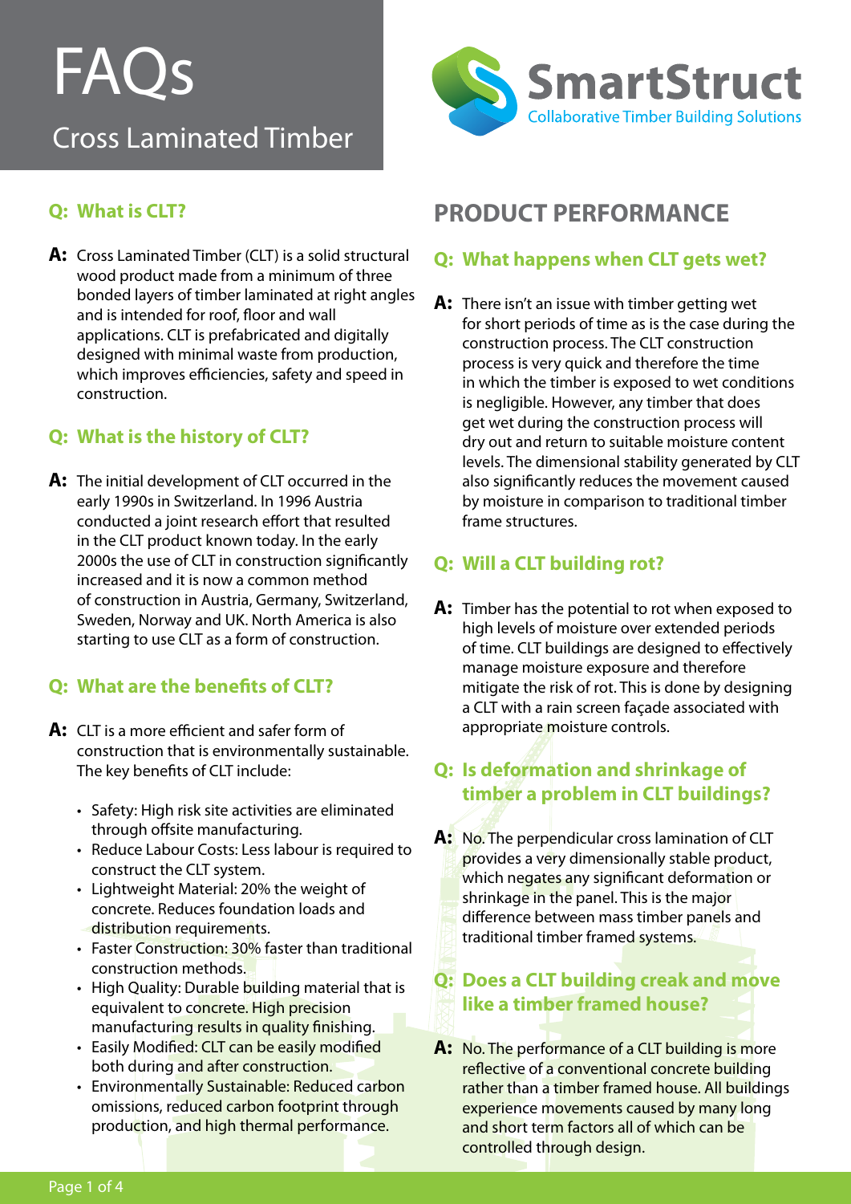# FAQs

## Cross Laminated Timber

SmartStruct
Collaborative Timber Building Solutions

### Q: What is CLT?

**A:** Cross Laminated Timber (CLT) is a solid structural wood product made from a minimum of three bonded layers of timber laminated at right angles and is intended for roof, floor and wall applications. CLT is prefabricated and digitally designed with minimal waste from production, which improves efficiencies, safety and speed in construction.

### Q: What is the history of CLT?

**A:** The initial development of CLT occurred in the early 1990s in Switzerland. In 1996 Austria conducted a joint research effort that resulted in the CLT product known today. In the early 2000s the use of CLT in construction significantly increased and it is now a common method of construction in Austria, Germany, Switzerland, Sweden, Norway and UK. North America is also starting to use CLT as a form of construction.

### Q: What are the benefits of CLT?

**A:** CLT is a more efficient and safer form of construction that is environmentally sustainable. The key benefits of CLT include:

- Safety: High risk site activities are eliminated through offsite manufacturing.
- Reduce Labour Costs: Less labour is required to construct the CLT system.
- Lightweight Material: 20% the weight of concrete. Reduces foundation loads and distribution requirements.
- Faster Construction: 30% faster than traditional construction methods.
- High Quality: Durable building material that is equivalent to concrete. High precision manufacturing results in quality finishing.
- Easily Modified: CLT can be easily modified both during and after construction.
- Environmentally Sustainable: Reduced carbon omissions, reduced carbon footprint through production, and high thermal performance.

## PRODUCT PERFORMANCE

### Q: What happens when CLT gets wet?

**A:** There isn't an issue with timber getting wet for short periods of time as is the case during the construction process. The CLT construction process is very quick and therefore the time in which the timber is exposed to wet conditions is negligible. However, any timber that does get wet during the construction process will dry out and return to suitable moisture content levels. The dimensional stability generated by CLT also significantly reduces the movement caused by moisture in comparison to traditional timber frame structures.

### Q: Will a CLT building rot?

**A:** Timber has the potential to rot when exposed to high levels of moisture over extended periods of time. CLT buildings are designed to effectively manage moisture exposure and therefore mitigate the risk of rot. This is done by designing a CLT with a rain screen façade associated with appropriate moisture controls.

### Q: Is deformation and shrinkage of timber a problem in CLT buildings?

**A:** No. The perpendicular cross lamination of CLT provides a very dimensionally stable product, which negates any significant deformation or shrinkage in the panel. This is the major difference between mass timber panels and traditional timber framed systems.

### Q: Does a CLT building creak and move like a timber framed house?

**A:** No. The performance of a CLT building is more reflective of a conventional concrete building rather than a timber framed house. All buildings experience movements caused by many long and short term factors all of which can be controlled through design.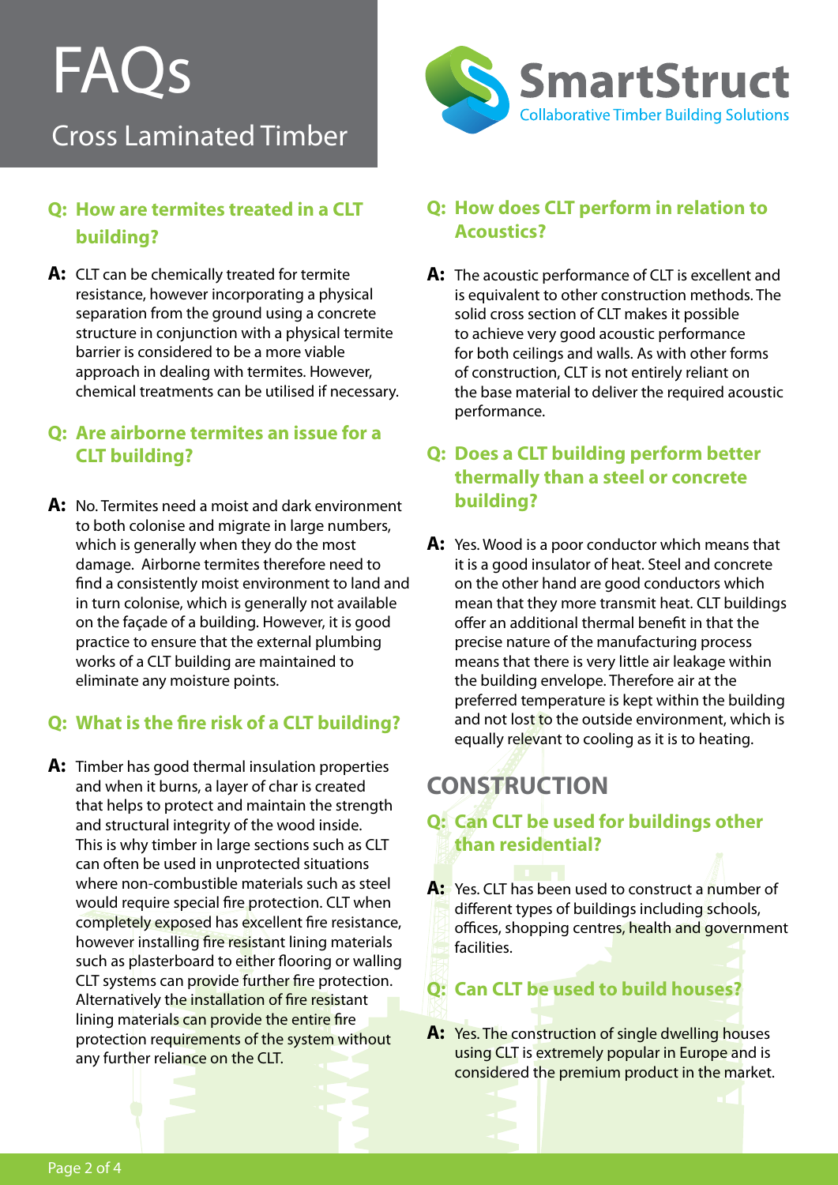# FAQs

## Cross Laminated Timber

SmartStruct
Collaborative Timber Building Solutions

**Q: How are termites treated in a CLT building?**

**A:** CLT can be chemically treated for termite resistance, however incorporating a physical separation from the ground using a concrete structure in conjunction with a physical termite barrier is considered to be a more viable approach in dealing with termites. However, chemical treatments can be utilised if necessary.

**Q: Are airborne termites an issue for a CLT building?**

**A:** No. Termites need a moist and dark environment to both colonise and migrate in large numbers, which is generally when they do the most damage. Airborne termites therefore need to find a consistently moist environment to land and in turn colonise, which is generally not available on the façade of a building. However, it is good practice to ensure that the external plumbing works of a CLT building are maintained to eliminate any moisture points.

**Q: What is the fire risk of a CLT building?**

**A:** Timber has good thermal insulation properties and when it burns, a layer of char is created that helps to protect and maintain the strength and structural integrity of the wood inside. This is why timber in large sections such as CLT can often be used in unprotected situations where non-combustible materials such as steel would require special fire protection. CLT when completely exposed has excellent fire resistance, however installing fire resistant lining materials such as plasterboard to either flooring or walling CLT systems can provide further fire protection. Alternatively the installation of fire resistant lining materials can provide the entire fire protection requirements of the system without any further reliance on the CLT.

**Q: How does CLT perform in relation to Acoustics?**

**A:** The acoustic performance of CLT is excellent and is equivalent to other construction methods. The solid cross section of CLT makes it possible to achieve very good acoustic performance for both ceilings and walls. As with other forms of construction, CLT is not entirely reliant on the base material to deliver the required acoustic performance.

**Q: Does a CLT building perform better thermally than a steel or concrete building?**

**A:** Yes. Wood is a poor conductor which means that it is a good insulator of heat. Steel and concrete on the other hand are good conductors which mean that they more transmit heat. CLT buildings offer an additional thermal benefit in that the precise nature of the manufacturing process means that there is very little air leakage within the building envelope. Therefore air at the preferred temperature is kept within the building and not lost to the outside environment, which is equally relevant to cooling as it is to heating.

## CONSTRUCTION

**Q: Can CLT be used for buildings other than residential?**

**A:** Yes. CLT has been used to construct a number of different types of buildings including schools, offices, shopping centres, health and government facilities.

**Q: Can CLT be used to build houses?**

**A:** Yes. The construction of single dwelling houses using CLT is extremely popular in Europe and is considered the premium product in the market.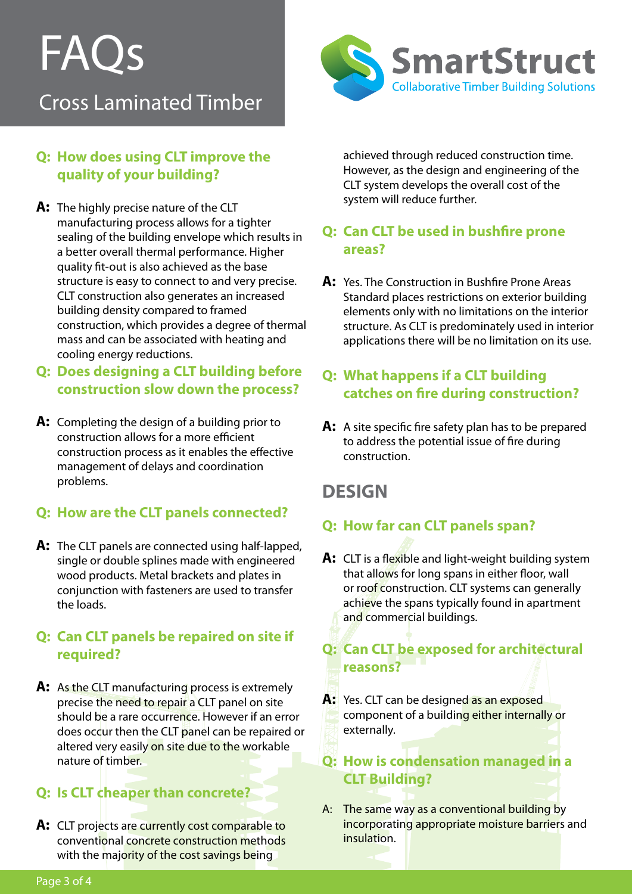# FAQs

## Cross Laminated Timber

SmartStruct
Collaborative Timber Building Solutions

**Q: How does using CLT improve the quality of your building?**

**A:** The highly precise nature of the CLT manufacturing process allows for a tighter sealing of the building envelope which results in a better overall thermal performance. Higher quality fit-out is also achieved as the base structure is easy to connect to and very precise. CLT construction also generates an increased building density compared to framed construction, which provides a degree of thermal mass and can be associated with heating and cooling energy reductions.

**Q: Does designing a CLT building before construction slow down the process?**

**A:** Completing the design of a building prior to construction allows for a more efficient construction process as it enables the effective management of delays and coordination problems.

**Q: How are the CLT panels connected?**

**A:** The CLT panels are connected using half-lapped, single or double splines made with engineered wood products. Metal brackets and plates in conjunction with fasteners are used to transfer the loads.

**Q: Can CLT panels be repaired on site if required?**

**A:** As the CLT manufacturing process is extremely precise the need to repair a CLT panel on site should be a rare occurrence. However if an error does occur then the CLT panel can be repaired or altered very easily on site due to the workable nature of timber.

**Q: Is CLT cheaper than concrete?**

**A:** CLT projects are currently cost comparable to conventional concrete construction methods with the majority of the cost savings being achieved through reduced construction time. However, as the design and engineering of the CLT system develops the overall cost of the system will reduce further.

**Q: Can CLT be used in bushfire prone areas?**

**A:** Yes. The Construction in Bushfire Prone Areas Standard places restrictions on exterior building elements only with no limitations on the interior structure. As CLT is predominately used in interior applications there will be no limitation on its use.

**Q: What happens if a CLT building catches on fire during construction?**

**A:** A site specific fire safety plan has to be prepared to address the potential issue of fire during construction.

## DESIGN

**Q: How far can CLT panels span?**

**A:** CLT is a flexible and light-weight building system that allows for long spans in either floor, wall or roof construction. CLT systems can generally achieve the spans typically found in apartment and commercial buildings.

**Q: Can CLT be exposed for architectural reasons?**

**A:** Yes. CLT can be designed as an exposed component of a building either internally or externally.

**Q: How is condensation managed in a CLT Building?**

A: The same way as a conventional building by incorporating appropriate moisture barriers and insulation.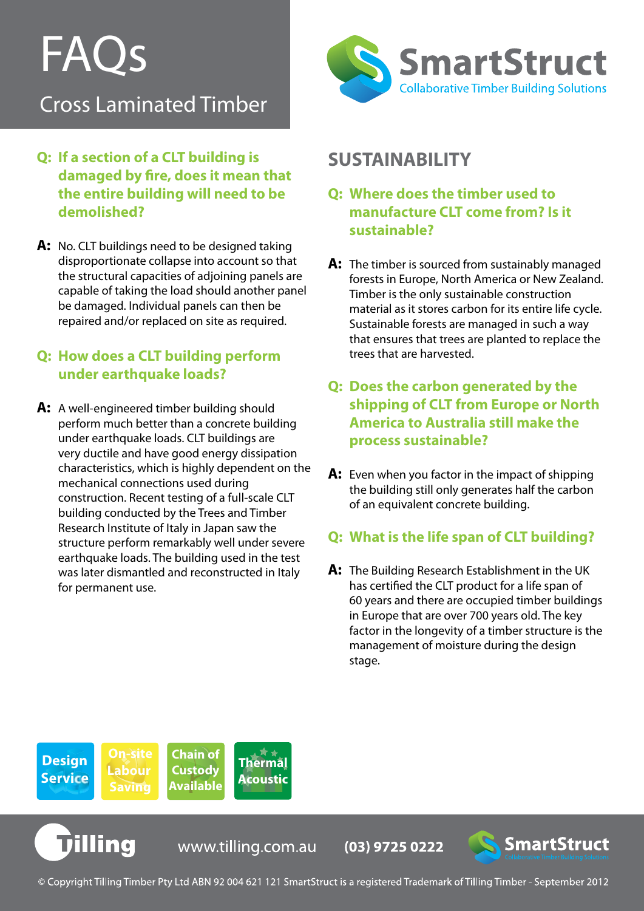# FAQs

## Cross Laminated Timber

SmartStruct
Collaborative Timber Building Solutions

**Q: If a section of a CLT building is damaged by fire, does it mean that the entire building will need to be demolished?**

**A:** No. CLT buildings need to be designed taking disproportionate collapse into account so that the structural capacities of adjoining panels are capable of taking the load should another panel be damaged. Individual panels can then be repaired and/or replaced on site as required.

**Q: How does a CLT building perform under earthquake loads?**

**A:** A well-engineered timber building should perform much better than a concrete building under earthquake loads. CLT buildings are very ductile and have good energy dissipation characteristics, which is highly dependent on the mechanical connections used during construction. Recent testing of a full-scale CLT building conducted by the Trees and Timber Research Institute of Italy in Japan saw the structure perform remarkably well under severe earthquake loads. The building used in the test was later dismantled and reconstructed in Italy for permanent use.

## SUSTAINABILITY

**Q: Where does the timber used to manufacture CLT come from? Is it sustainable?**

**A:** The timber is sourced from sustainably managed forests in Europe, North America or New Zealand. Timber is the only sustainable construction material as it stores carbon for its entire life cycle. Sustainable forests are managed in such a way that ensures that trees are planted to replace the trees that are harvested.

**Q: Does the carbon generated by the shipping of CLT from Europe or North America to Australia still make the process sustainable?**

**A:** Even when you factor in the impact of shipping the building still only generates half the carbon of an equivalent concrete building.

**Q: What is the life span of CLT building?**

**A:** The Building Research Establishment in the UK has certified the CLT product for a life span of 60 years and there are occupied timber buildings in Europe that are over 700 years old. The key factor in the longevity of a timber structure is the management of moisture during the design stage.

Design Service | On-site Labour Saving | Chain of Custody Available | Thermal Acoustic

Tilling www.tilling.com.au (03) 9725 0222 SmartStruct

© Copyright Tilling Timber Pty Ltd ABN 92 004 621 121 SmartStruct is a registered Trademark of Tilling Timber - September 2012